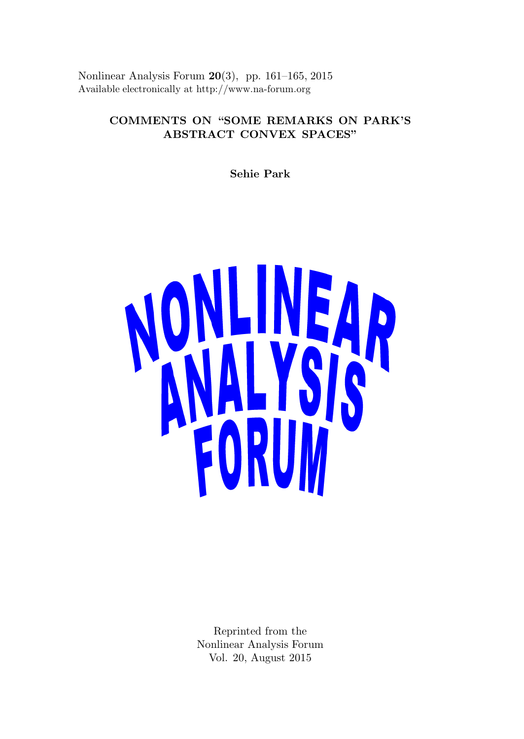Nonlinear Analysis Forum **20**(3), pp. 161–165, 2015
Available electronically at http://www.na-forum.org

# COMMENTS ON "SOME REMARKS ON PARK'S ABSTRACT CONVEX SPACES"

**Sehie Park**

NONLINEAR ANALYSIS FORUM

Reprinted from the
Nonlinear Analysis Forum
Vol. 20, August 2015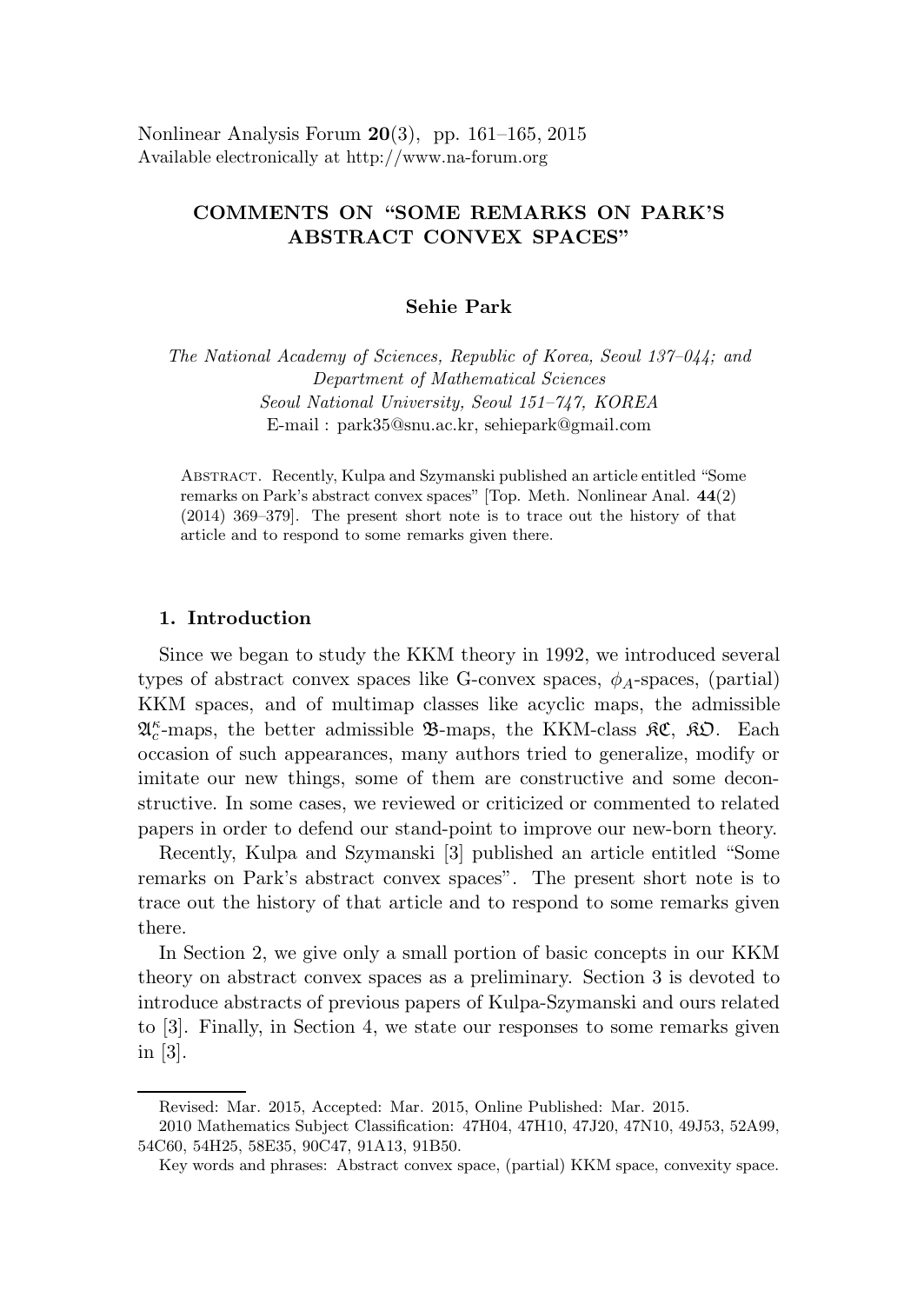# COMMENTS ON "SOME REMARKS ON PARK'S ABSTRACT CONVEX SPACES"

**Sehie Park**

*The National Academy of Sciences, Republic of Korea, Seoul 137–044; and Department of Mathematical Sciences Seoul National University, Seoul 151–747, KOREA*
E-mail : park35@snu.ac.kr, sehiepark@gmail.com

Abstract. Recently, Kulpa and Szymanski published an article entitled "Some remarks on Park's abstract convex spaces" [Top. Meth. Nonlinear Anal. **44**(2) (2014) 369–379]. The present short note is to trace out the history of that article and to respond to some remarks given there.

## 1. Introduction

Since we began to study the KKM theory in 1992, we introduced several types of abstract convex spaces like G-convex spaces, $\phi_A$-spaces, (partial) KKM spaces, and of multimap classes like acyclic maps, the admissible $\mathfrak{A}_c^\kappa$-maps, the better admissible $\mathfrak{B}$-maps, the KKM-class $\mathfrak{KC}$, $\mathfrak{KO}$. Each occasion of such appearances, many authors tried to generalize, modify or imitate our new things, some of them are constructive and some deconstructive. In some cases, we reviewed or criticized or commented to related papers in order to defend our stand-point to improve our new-born theory.

Recently, Kulpa and Szymanski [3] published an article entitled "Some remarks on Park's abstract convex spaces". The present short note is to trace out the history of that article and to respond to some remarks given there.

In Section 2, we give only a small portion of basic concepts in our KKM theory on abstract convex spaces as a preliminary. Section 3 is devoted to introduce abstracts of previous papers of Kulpa-Szymanski and ours related to [3]. Finally, in Section 4, we state our responses to some remarks given in [3].

Revised: Mar. 2015, Accepted: Mar. 2015, Online Published: Mar. 2015.

2010 Mathematics Subject Classification: 47H04, 47H10, 47J20, 47N10, 49J53, 52A99, 54C60, 54H25, 58E35, 90C47, 91A13, 91B50.

Key words and phrases: Abstract convex space, (partial) KKM space, convexity space.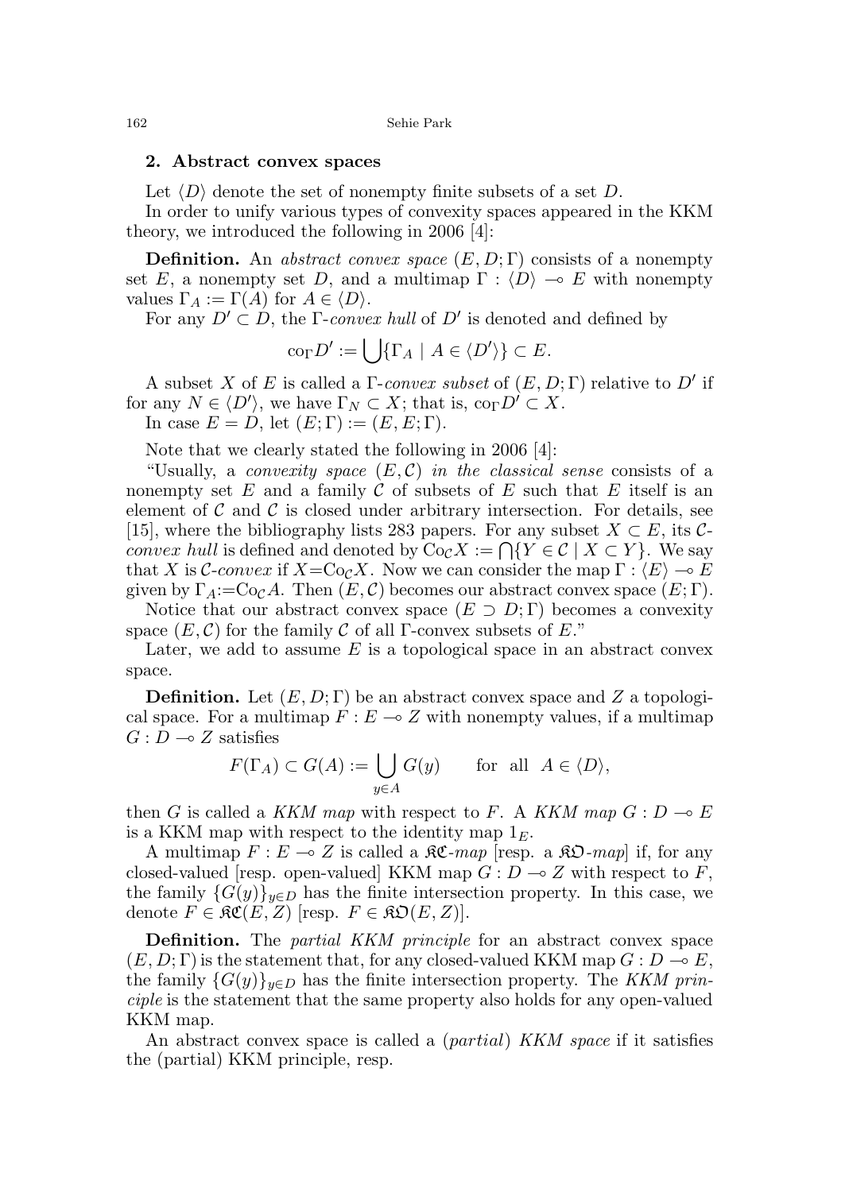## 2. Abstract convex spaces

Let $\langle D \rangle$ denote the set of nonempty finite subsets of a set $D$.

In order to unify various types of convexity spaces appeared in the KKM theory, we introduced the following in 2006 [4]:

**Definition.** An *abstract convex space* $(E, D; \Gamma)$ consists of a nonempty set $E$, a nonempty set $D$, and a multimap $\Gamma : \langle D \rangle \multimap E$ with nonempty values $\Gamma_A := \Gamma(A)$ for $A \in \langle D \rangle$.

For any $D' \subset D$, the $\Gamma$-*convex hull* of $D'$ is denoted and defined by

$$\mathrm{co}_\Gamma D' := \bigcup \{\Gamma_A \mid A \in \langle D' \rangle\} \subset E.$$

A subset $X$ of $E$ is called a $\Gamma$-*convex subset* of $(E, D; \Gamma)$ relative to $D'$ if for any $N \in \langle D' \rangle$, we have $\Gamma_N \subset X$; that is, $\mathrm{co}_\Gamma D' \subset X$.

In case $E = D$, let $(E; \Gamma) := (E, E; \Gamma)$.

Note that we clearly stated the following in 2006 [4]:

"Usually, a *convexity space* $(E, \mathcal{C})$ *in the classical sense* consists of a nonempty set $E$ and a family $\mathcal{C}$ of subsets of $E$ such that $E$ itself is an element of $\mathcal{C}$ and $\mathcal{C}$ is closed under arbitrary intersection. For details, see [15], where the bibliography lists 283 papers. For any subset $X \subset E$, its $\mathcal{C}$-*convex hull* is defined and denoted by $\mathrm{Co}_\mathcal{C} X := \bigcap \{Y \in \mathcal{C} \mid X \subset Y\}$. We say that $X$ is $\mathcal{C}$-*convex* if $X = \mathrm{Co}_\mathcal{C} X$. Now we can consider the map $\Gamma : \langle E \rangle \multimap E$ given by $\Gamma_A := \mathrm{Co}_\mathcal{C} A$. Then $(E, \mathcal{C})$ becomes our abstract convex space $(E; \Gamma)$.

Notice that our abstract convex space $(E \supset D; \Gamma)$ becomes a convexity space $(E, \mathcal{C})$ for the family $\mathcal{C}$ of all $\Gamma$-convex subsets of $E$."

Later, we add to assume $E$ is a topological space in an abstract convex space.

**Definition.** Let $(E, D; \Gamma)$ be an abstract convex space and $Z$ a topological space. For a multimap $F : E \multimap Z$ with nonempty values, if a multimap $G : D \multimap Z$ satisfies

$$F(\Gamma_A) \subset G(A) := \bigcup_{y \in A} G(y) \qquad \text{for all} \quad A \in \langle D \rangle,$$

then $G$ is called a *KKM map* with respect to $F$. A *KKM map* $G : D \multimap E$ is a KKM map with respect to the identity map $1_E$.

A multimap $F : E \multimap Z$ is called a $\mathfrak{KC}$-*map* [resp. a $\mathfrak{KO}$-*map*] if, for any closed-valued [resp. open-valued] KKM map $G : D \multimap Z$ with respect to $F$, the family $\{G(y)\}_{y \in D}$ has the finite intersection property. In this case, we denote $F \in \mathfrak{KC}(E, Z)$ [resp. $F \in \mathfrak{KO}(E, Z)$].

**Definition.** The *partial KKM principle* for an abstract convex space $(E, D; \Gamma)$ is the statement that, for any closed-valued KKM map $G : D \multimap E$, the family $\{G(y)\}_{y \in D}$ has the finite intersection property. The *KKM principle* is the statement that the same property also holds for any open-valued KKM map.

An abstract convex space is called a (*partial*) *KKM space* if it satisfies the (partial) KKM principle, resp.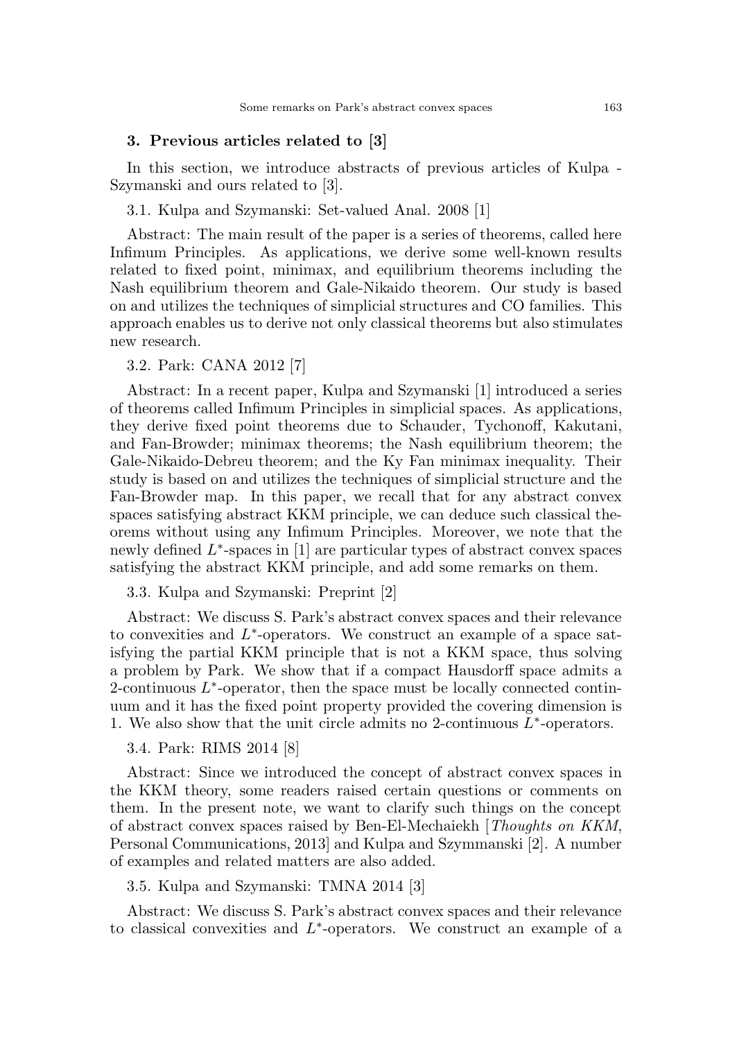## 3. Previous articles related to [3]

In this section, we introduce abstracts of previous articles of Kulpa - Szymanski and ours related to [3].

3.1. Kulpa and Szymanski: Set-valued Anal. 2008 [1]

Abstract: The main result of the paper is a series of theorems, called here Infimum Principles. As applications, we derive some well-known results related to fixed point, minimax, and equilibrium theorems including the Nash equilibrium theorem and Gale-Nikaido theorem. Our study is based on and utilizes the techniques of simplicial structures and CO families. This approach enables us to derive not only classical theorems but also stimulates new research.

3.2. Park: CANA 2012 [7]

Abstract: In a recent paper, Kulpa and Szymanski [1] introduced a series of theorems called Infimum Principles in simplicial spaces. As applications, they derive fixed point theorems due to Schauder, Tychonoff, Kakutani, and Fan-Browder; minimax theorems; the Nash equilibrium theorem; the Gale-Nikaido-Debreu theorem; and the Ky Fan minimax inequality. Their study is based on and utilizes the techniques of simplicial structure and the Fan-Browder map. In this paper, we recall that for any abstract convex spaces satisfying abstract KKM principle, we can deduce such classical theorems without using any Infimum Principles. Moreover, we note that the newly defined $L^*$-spaces in [1] are particular types of abstract convex spaces satisfying the abstract KKM principle, and add some remarks on them.

3.3. Kulpa and Szymanski: Preprint [2]

Abstract: We discuss S. Park's abstract convex spaces and their relevance to convexities and $L^*$-operators. We construct an example of a space satisfying the partial KKM principle that is not a KKM space, thus solving a problem by Park. We show that if a compact Hausdorff space admits a 2-continuous $L^*$-operator, then the space must be locally connected continuum and it has the fixed point property provided the covering dimension is 1. We also show that the unit circle admits no 2-continuous $L^*$-operators.

3.4. Park: RIMS 2014 [8]

Abstract: Since we introduced the concept of abstract convex spaces in the KKM theory, some readers raised certain questions or comments on them. In the present note, we want to clarify such things on the concept of abstract convex spaces raised by Ben-El-Mechaiekh [*Thoughts on KKM*, Personal Communications, 2013] and Kulpa and Szymmanski [2]. A number of examples and related matters are also added.

3.5. Kulpa and Szymanski: TMNA 2014 [3]

Abstract: We discuss S. Park's abstract convex spaces and their relevance to classical convexities and $L^*$-operators. We construct an example of a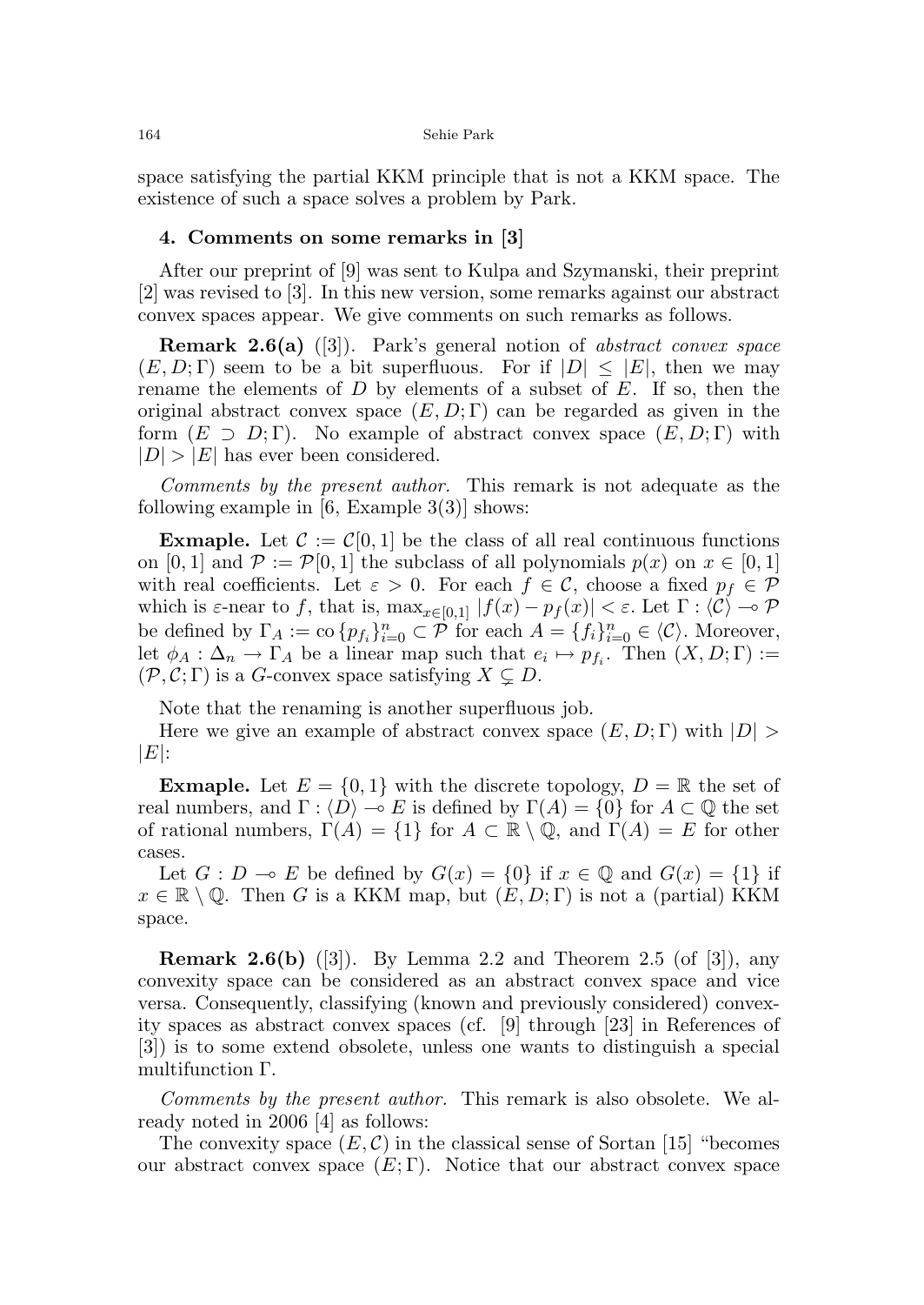space satisfying the partial KKM principle that is not a KKM space. The existence of such a space solves a problem by Park.

## 4. Comments on some remarks in [3]

After our preprint of [9] was sent to Kulpa and Szymanski, their preprint [2] was revised to [3]. In this new version, some remarks against our abstract convex spaces appear. We give comments on such remarks as follows.

**Remark 2.6(a)** ([3]). Park's general notion of *abstract convex space* $(E, D; \Gamma)$ seem to be a bit superfluous. For if $|D| \leq |E|$, then we may rename the elements of $D$ by elements of a subset of $E$. If so, then the original abstract convex space $(E, D; \Gamma)$ can be regarded as given in the form $(E \supset D; \Gamma)$. No example of abstract convex space $(E, D; \Gamma)$ with $|D| > |E|$ has ever been considered.

*Comments by the present author.* This remark is not adequate as the following example in [6, Example 3(3)] shows:

**Exmaple.** Let $\mathcal{C} := \mathcal{C}[0, 1]$ be the class of all real continuous functions on $[0, 1]$ and $\mathcal{P} := \mathcal{P}[0, 1]$ the subclass of all polynomials $p(x)$ on $x \in [0, 1]$ with real coefficients. Let $\varepsilon > 0$. For each $f \in \mathcal{C}$, choose a fixed $p_f \in \mathcal{P}$ which is $\varepsilon$-near to $f$, that is, $\max_{x \in [0,1]} |f(x) - p_f(x)| < \varepsilon$. Let $\Gamma : \langle \mathcal{C} \rangle \multimap \mathcal{P}$ be defined by $\Gamma_A := \operatorname{co} \{p_{f_i}\}_{i=0}^n \subset \mathcal{P}$ for each $A = \{f_i\}_{i=0}^n \in \langle \mathcal{C} \rangle$. Moreover, let $\phi_A : \Delta_n \to \Gamma_A$ be a linear map such that $e_i \mapsto p_{f_i}$. Then $(X, D; \Gamma) := (\mathcal{P}, \mathcal{C}; \Gamma)$ is a $G$-convex space satisfying $X \subsetneq D$.

Note that the renaming is another superfluous job.

Here we give an example of abstract convex space $(E, D; \Gamma)$ with $|D| > |E|$:

**Exmaple.** Let $E = \{0, 1\}$ with the discrete topology, $D = \mathbb{R}$ the set of real numbers, and $\Gamma : \langle D \rangle \multimap E$ is defined by $\Gamma(A) = \{0\}$ for $A \subset \mathbb{Q}$ the set of rational numbers, $\Gamma(A) = \{1\}$ for $A \subset \mathbb{R} \setminus \mathbb{Q}$, and $\Gamma(A) = E$ for other cases.

Let $G : D \multimap E$ be defined by $G(x) = \{0\}$ if $x \in \mathbb{Q}$ and $G(x) = \{1\}$ if $x \in \mathbb{R} \setminus \mathbb{Q}$. Then $G$ is a KKM map, but $(E, D; \Gamma)$ is not a (partial) KKM space.

**Remark 2.6(b)** ([3]). By Lemma 2.2 and Theorem 2.5 (of [3]), any convexity space can be considered as an abstract convex space and vice versa. Consequently, classifying (known and previously considered) convexity spaces as abstract convex spaces (cf. [9] through [23] in References of [3]) is to some extend obsolete, unless one wants to distinguish a special multifunction $\Gamma$.

*Comments by the present author.* This remark is also obsolete. We already noted in 2006 [4] as follows:

The convexity space $(E, \mathcal{C})$ in the classical sense of Sortan [15] "becomes our abstract convex space $(E; \Gamma)$. Notice that our abstract convex space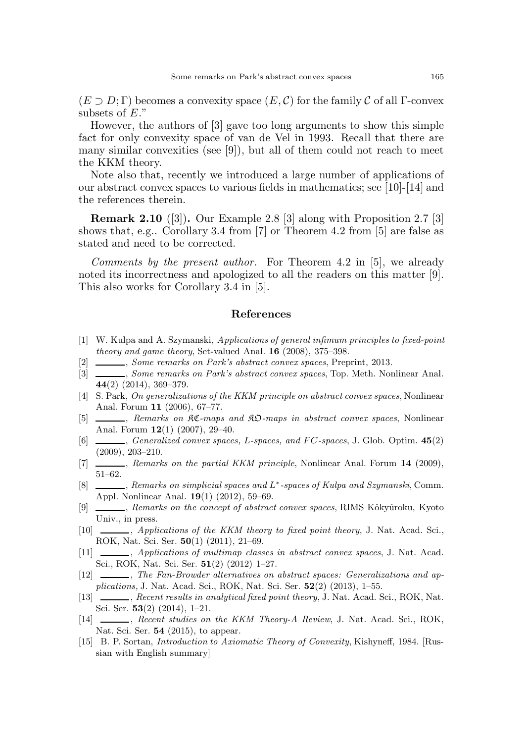$(E \supset D; \Gamma)$ becomes a convexity space $(E, \mathcal{C})$ for the family $\mathcal{C}$ of all $\Gamma$-convex subsets of $E$."

However, the authors of [3] gave too long arguments to show this simple fact for only convexity space of van de Vel in 1993. Recall that there are many similar convexities (see [9]), but all of them could not reach to meet the KKM theory.

Note also that, recently we introduced a large number of applications of our abstract convex spaces to various fields in mathematics; see [10]-[14] and the references therein.

**Remark 2.10** ([3])**.** Our Example 2.8 [3] along with Proposition 2.7 [3] shows that, e.g.. Corollary 3.4 from [7] or Theorem 4.2 from [5] are false as stated and need to be corrected.

*Comments by the present author.* For Theorem 4.2 in [5], we already noted its incorrectness and apologized to all the readers on this matter [9]. This also works for Corollary 3.4 in [5].

## References

[1] W. Kulpa and A. Szymanski, *Applications of general infimum principles to fixed-point theory and game theory*, Set-valued Anal. **16** (2008), 375–398.

[2] ______, *Some remarks on Park's abstract convex spaces*, Preprint, 2013.

[3] ______, *Some remarks on Park's abstract convex spaces*, Top. Meth. Nonlinear Anal. **44**(2) (2014), 369–379.

[4] S. Park, *On generalizations of the KKM principle on abstract convex spaces*, Nonlinear Anal. Forum **11** (2006), 67–77.

[5] ______, *Remarks on $\mathfrak{KC}$-maps and $\mathfrak{KO}$-maps in abstract convex spaces*, Nonlinear Anal. Forum **12**(1) (2007), 29–40.

[6] ______, *Generalized convex spaces, L-spaces, and FC-spaces*, J. Glob. Optim. **45**(2) (2009), 203–210.

[7] ______, *Remarks on the partial KKM principle*, Nonlinear Anal. Forum **14** (2009), 51–62.

[8] ______, *Remarks on simplicial spaces and $L^*$-spaces of Kulpa and Szymanski*, Comm. Appl. Nonlinear Anal. **19**(1) (2012), 59–69.

[9] ______, *Remarks on the concept of abstract convex spaces*, RIMS Kôkyûroku, Kyoto Univ., in press.

[10] ______, *Applications of the KKM theory to fixed point theory*, J. Nat. Acad. Sci., ROK, Nat. Sci. Ser. **50**(1) (2011), 21–69.

[11] ______, *Applications of multimap classes in abstract convex spaces*, J. Nat. Acad. Sci., ROK, Nat. Sci. Ser. **51**(2) (2012) 1–27.

[12] ______, *The Fan-Browder alternatives on abstract spaces: Generalizations and applications,* J. Nat. Acad. Sci., ROK, Nat. Sci. Ser. **52**(2) (2013), 1–55.

[13] ______, *Recent results in analytical fixed point theory*, J. Nat. Acad. Sci., ROK, Nat. Sci. Ser. **53**(2) (2014), 1–21.

[14] ______, *Recent studies on the KKM Theory-A Review*, J. Nat. Acad. Sci., ROK, Nat. Sci. Ser. **54** (2015), to appear.

[15] B. P. Sortan, *Introduction to Axiomatic Theory of Convexity*, Kishyneff, 1984. [Russian with English summary]